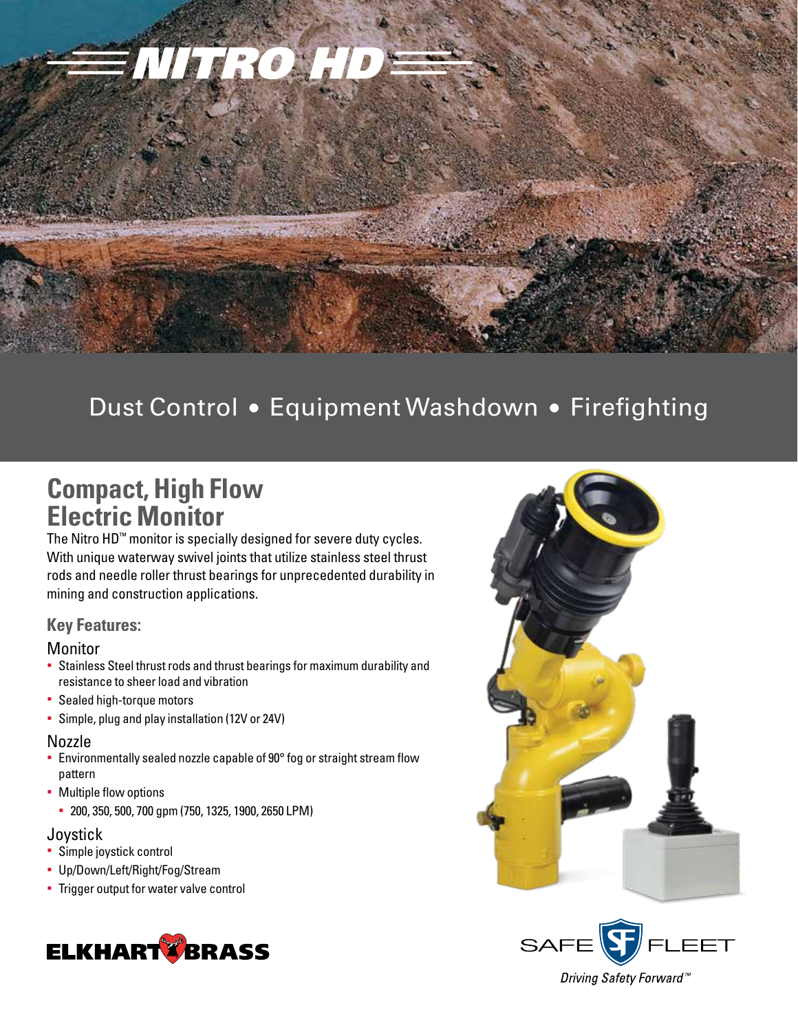# NITRO HD

Dust Control • Equipment Washdown • Firefighting

## Compact, High Flow Electric Monitor

The Nitro HD™ monitor is specially designed for severe duty cycles. With unique waterway swivel joints that utilize stainless steel thrust rods and needle roller thrust bearings for unprecedented durability in mining and construction applications.

### Key Features:

#### Monitor

- Stainless Steel thrust rods and thrust bearings for maximum durability and resistance to sheer load and vibration
- Sealed high-torque motors
- Simple, plug and play installation (12V or 24V)

#### Nozzle

- Environmentally sealed nozzle capable of 90° fog or straight stream flow pattern
- Multiple flow options
  - 200, 350, 500, 700 gpm (750, 1325, 1900, 2650 LPM)

#### Joystick

- Simple joystick control
- Up/Down/Left/Right/Fog/Stream
- Trigger output for water valve control

ELKHART BRASS

SAFE FLEET

*Driving Safety Forward™*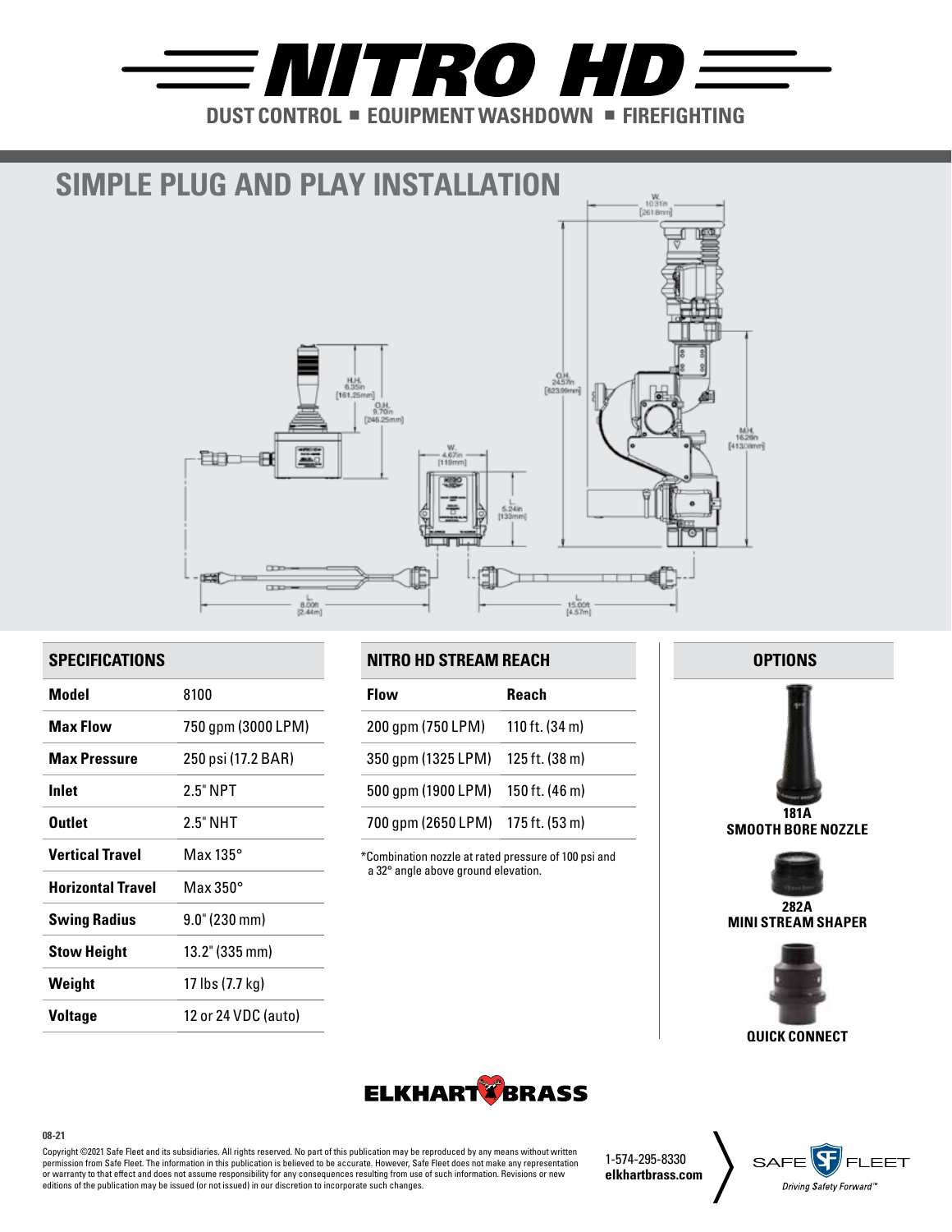# NITRO HD

**DUST CONTROL ■ EQUIPMENT WASHDOWN ■ FIREFIGHTING**

## SIMPLE PLUG AND PLAY INSTALLATION

H.H. 6.35in [161.25mm]

O.H. 9.70in [246.25mm]

W. 4.67in [119mm]

L. 5.24in [133mm]

O.H. 24.57in [623.99mm]

W. 10.31in [261.8mm]

M.H. 16.26in [413.0mm]

L. 8.00ft [2.44m]

L. 15.00ft [4.57m]

## SPECIFICATIONS

| | |
|---|---|
| **Model** | 8100 |
| **Max Flow** | 750 gpm (3000 LPM) |
| **Max Pressure** | 250 psi (17.2 BAR) |
| **Inlet** | 2.5" NPT |
| **Outlet** | 2.5" NHT |
| **Vertical Travel** | Max 135° |
| **Horizontal Travel** | Max 350° |
| **Swing Radius** | 9.0" (230 mm) |
| **Stow Height** | 13.2" (335 mm) |
| **Weight** | 17 lbs (7.7 kg) |
| **Voltage** | 12 or 24 VDC (auto) |

## NITRO HD STREAM REACH

| Flow | Reach |
|---|---|
| 200 gpm (750 LPM) | 110 ft. (34 m) |
| 350 gpm (1325 LPM) | 125 ft. (38 m) |
| 500 gpm (1900 LPM) | 150 ft. (46 m) |
| 700 gpm (2650 LPM) | 175 ft. (53 m) |

*Combination nozzle at rated pressure of 100 psi and a 32° angle above ground elevation.

## OPTIONS

**181A SMOOTH BORE NOZZLE**

**282A MINI STREAM SHAPER**

**QUICK CONNECT**

ELKHART BRASS

08-21

Copyright ©2021 Safe Fleet and its subsidiaries. All rights reserved. No part of this publication may be reproduced by any means without written permission from Safe Fleet. The information in this publication is believed to be accurate. However, Safe Fleet does not make any representation or warranty to that effect and does not assume responsibility for any consequences resulting from use of such information. Revisions or new editions of the publication may be issued (or not issued) in our discretion to incorporate such changes.

1-574-295-8330
**elkhartbrass.com**

SAFE FLEET
*Driving Safety Forward™*